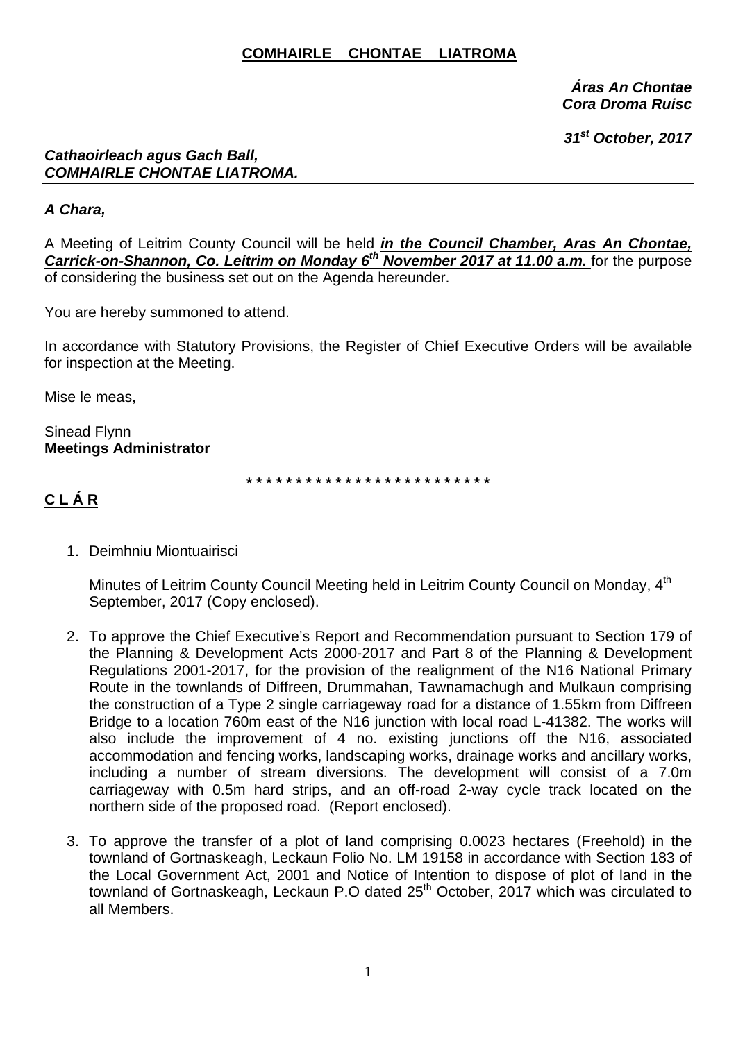# COMHAIRLE CHONTAE LIATROMA

***Áras An Chontae***
***Cora Droma Ruisc***

***31st October, 2017***

***Cathaoirleach agus Gach Ball,***
***COMHAIRLE CHONTAE LIATROMA.***

***A Chara,***

A Meeting of Leitrim County Council will be held ***in the Council Chamber, Aras An Chontae, Carrick-on-Shannon, Co. Leitrim on Monday 6th November 2017 at 11.00 a.m.*** for the purpose of considering the business set out on the Agenda hereunder.

You are hereby summoned to attend.

In accordance with Statutory Provisions, the Register of Chief Executive Orders will be available for inspection at the Meeting.

Mise le meas,

Sinead Flynn
**Meetings Administrator**

\* \* \* \* \* \* \* \* \* \* \* \* \* \* \* \* \* \* \* \* \* \* \* \* \* \* \*

## C L Á R

1. Deimhniu Miontuairisci

   Minutes of Leitrim County Council Meeting held in Leitrim County Council on Monday, 4th September, 2017 (Copy enclosed).

2. To approve the Chief Executive's Report and Recommendation pursuant to Section 179 of the Planning & Development Acts 2000-2017 and Part 8 of the Planning & Development Regulations 2001-2017, for the provision of the realignment of the N16 National Primary Route in the townlands of Diffreen, Drummahan, Tawnamachugh and Mulkaun comprising the construction of a Type 2 single carriageway road for a distance of 1.55km from Diffreen Bridge to a location 760m east of the N16 junction with local road L-41382. The works will also include the improvement of 4 no. existing junctions off the N16, associated accommodation and fencing works, landscaping works, drainage works and ancillary works, including a number of stream diversions. The development will consist of a 7.0m carriageway with 0.5m hard strips, and an off-road 2-way cycle track located on the northern side of the proposed road. (Report enclosed).

3. To approve the transfer of a plot of land comprising 0.0023 hectares (Freehold) in the townland of Gortnaskeagh, Leckaun Folio No. LM 19158 in accordance with Section 183 of the Local Government Act, 2001 and Notice of Intention to dispose of plot of land in the townland of Gortnaskeagh, Leckaun P.O dated 25th October, 2017 which was circulated to all Members.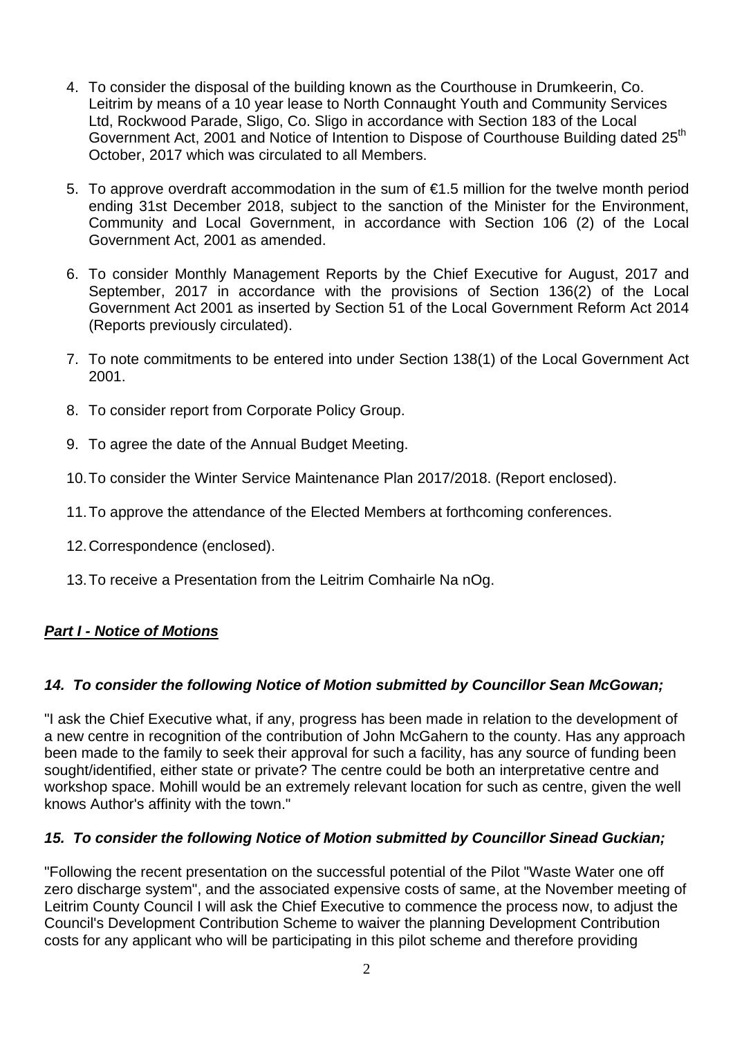4. To consider the disposal of the building known as the Courthouse in Drumkeerin, Co. Leitrim by means of a 10 year lease to North Connaught Youth and Community Services Ltd, Rockwood Parade, Sligo, Co. Sligo in accordance with Section 183 of the Local Government Act, 2001 and Notice of Intention to Dispose of Courthouse Building dated 25th October, 2017 which was circulated to all Members.

5. To approve overdraft accommodation in the sum of €1.5 million for the twelve month period ending 31st December 2018, subject to the sanction of the Minister for the Environment, Community and Local Government, in accordance with Section 106 (2) of the Local Government Act, 2001 as amended.

6. To consider Monthly Management Reports by the Chief Executive for August, 2017 and September, 2017 in accordance with the provisions of Section 136(2) of the Local Government Act 2001 as inserted by Section 51 of the Local Government Reform Act 2014 (Reports previously circulated).

7. To note commitments to be entered into under Section 138(1) of the Local Government Act 2001.

8. To consider report from Corporate Policy Group.

9. To agree the date of the Annual Budget Meeting.

10. To consider the Winter Service Maintenance Plan 2017/2018. (Report enclosed).

11. To approve the attendance of the Elected Members at forthcoming conferences.

12. Correspondence (enclosed).

13. To receive a Presentation from the Leitrim Comhairle Na nOg.

***Part I - Notice of Motions***

***14. To consider the following Notice of Motion submitted by Councillor Sean McGowan;***

"I ask the Chief Executive what, if any, progress has been made in relation to the development of a new centre in recognition of the contribution of John McGahern to the county. Has any approach been made to the family to seek their approval for such a facility, has any source of funding been sought/identified, either state or private? The centre could be both an interpretative centre and workshop space. Mohill would be an extremely relevant location for such as centre, given the well knows Author's affinity with the town."

***15. To consider the following Notice of Motion submitted by Councillor Sinead Guckian;***

"Following the recent presentation on the successful potential of the Pilot "Waste Water one off zero discharge system", and the associated expensive costs of same, at the November meeting of Leitrim County Council I will ask the Chief Executive to commence the process now, to adjust the Council's Development Contribution Scheme to waiver the planning Development Contribution costs for any applicant who will be participating in this pilot scheme and therefore providing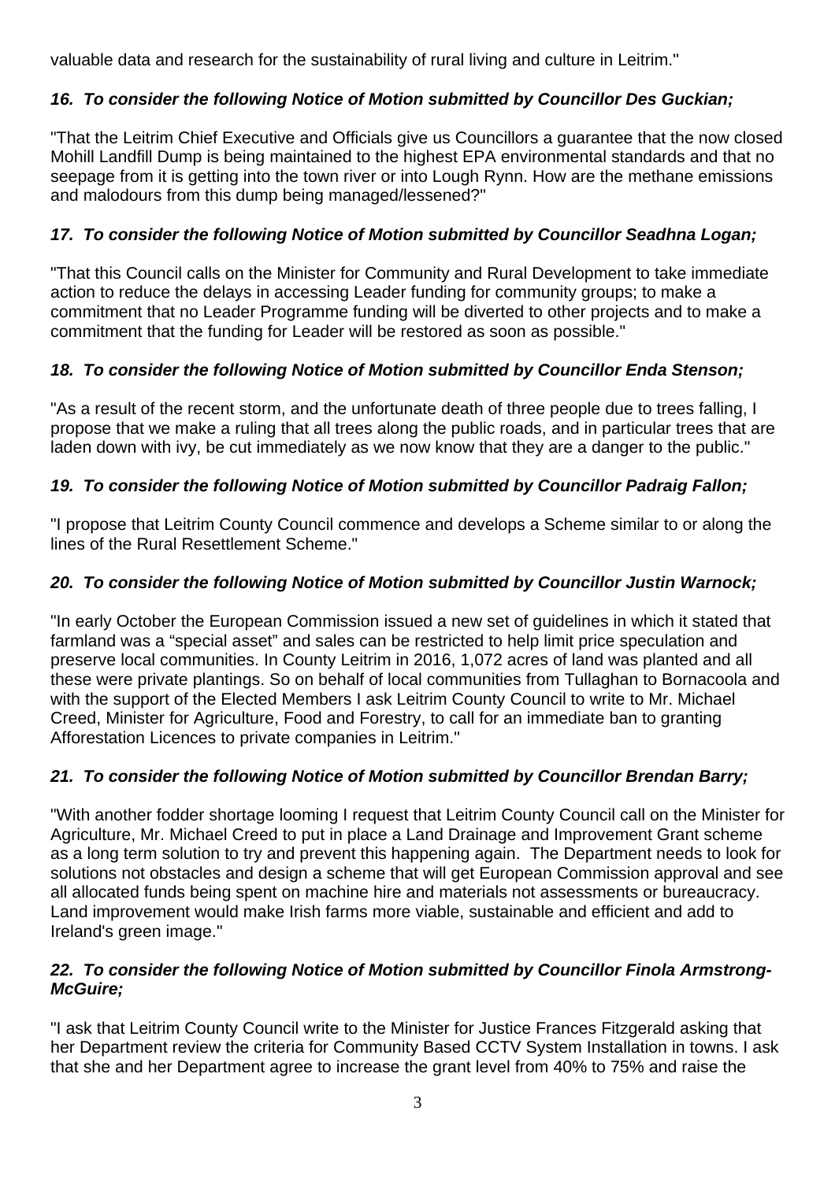valuable data and research for the sustainability of rural living and culture in Leitrim."

### *16. To consider the following Notice of Motion submitted by Councillor Des Guckian;*

"That the Leitrim Chief Executive and Officials give us Councillors a guarantee that the now closed Mohill Landfill Dump is being maintained to the highest EPA environmental standards and that no seepage from it is getting into the town river or into Lough Rynn. How are the methane emissions and malodours from this dump being managed/lessened?"

### *17. To consider the following Notice of Motion submitted by Councillor Seadhna Logan;*

"That this Council calls on the Minister for Community and Rural Development to take immediate action to reduce the delays in accessing Leader funding for community groups; to make a commitment that no Leader Programme funding will be diverted to other projects and to make a commitment that the funding for Leader will be restored as soon as possible."

### *18. To consider the following Notice of Motion submitted by Councillor Enda Stenson;*

"As a result of the recent storm, and the unfortunate death of three people due to trees falling, I propose that we make a ruling that all trees along the public roads, and in particular trees that are laden down with ivy, be cut immediately as we now know that they are a danger to the public."

### *19. To consider the following Notice of Motion submitted by Councillor Padraig Fallon;*

"I propose that Leitrim County Council commence and develops a Scheme similar to or along the lines of the Rural Resettlement Scheme."

### *20. To consider the following Notice of Motion submitted by Councillor Justin Warnock;*

"In early October the European Commission issued a new set of guidelines in which it stated that farmland was a “special asset” and sales can be restricted to help limit price speculation and preserve local communities. In County Leitrim in 2016, 1,072 acres of land was planted and all these were private plantings. So on behalf of local communities from Tullaghan to Bornacoola and with the support of the Elected Members I ask Leitrim County Council to write to Mr. Michael Creed, Minister for Agriculture, Food and Forestry, to call for an immediate ban to granting Afforestation Licences to private companies in Leitrim."

### *21. To consider the following Notice of Motion submitted by Councillor Brendan Barry;*

"With another fodder shortage looming I request that Leitrim County Council call on the Minister for Agriculture, Mr. Michael Creed to put in place a Land Drainage and Improvement Grant scheme as a long term solution to try and prevent this happening again. The Department needs to look for solutions not obstacles and design a scheme that will get European Commission approval and see all allocated funds being spent on machine hire and materials not assessments or bureaucracy. Land improvement would make Irish farms more viable, sustainable and efficient and add to Ireland's green image."

### *22. To consider the following Notice of Motion submitted by Councillor Finola Armstrong-McGuire;*

"I ask that Leitrim County Council write to the Minister for Justice Frances Fitzgerald asking that her Department review the criteria for Community Based CCTV System Installation in towns. I ask that she and her Department agree to increase the grant level from 40% to 75% and raise the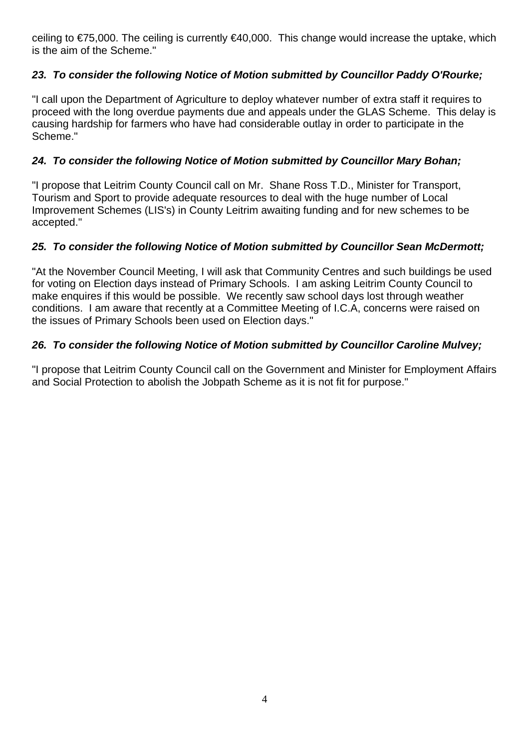ceiling to €75,000. The ceiling is currently €40,000. This change would increase the uptake, which is the aim of the Scheme."

### *23. To consider the following Notice of Motion submitted by Councillor Paddy O'Rourke;*

"I call upon the Department of Agriculture to deploy whatever number of extra staff it requires to proceed with the long overdue payments due and appeals under the GLAS Scheme. This delay is causing hardship for farmers who have had considerable outlay in order to participate in the Scheme."

### *24. To consider the following Notice of Motion submitted by Councillor Mary Bohan;*

"I propose that Leitrim County Council call on Mr. Shane Ross T.D., Minister for Transport, Tourism and Sport to provide adequate resources to deal with the huge number of Local Improvement Schemes (LIS's) in County Leitrim awaiting funding and for new schemes to be accepted."

### *25. To consider the following Notice of Motion submitted by Councillor Sean McDermott;*

"At the November Council Meeting, I will ask that Community Centres and such buildings be used for voting on Election days instead of Primary Schools. I am asking Leitrim County Council to make enquires if this would be possible. We recently saw school days lost through weather conditions. I am aware that recently at a Committee Meeting of I.C.A, concerns were raised on the issues of Primary Schools been used on Election days."

### *26. To consider the following Notice of Motion submitted by Councillor Caroline Mulvey;*

"I propose that Leitrim County Council call on the Government and Minister for Employment Affairs and Social Protection to abolish the Jobpath Scheme as it is not fit for purpose."